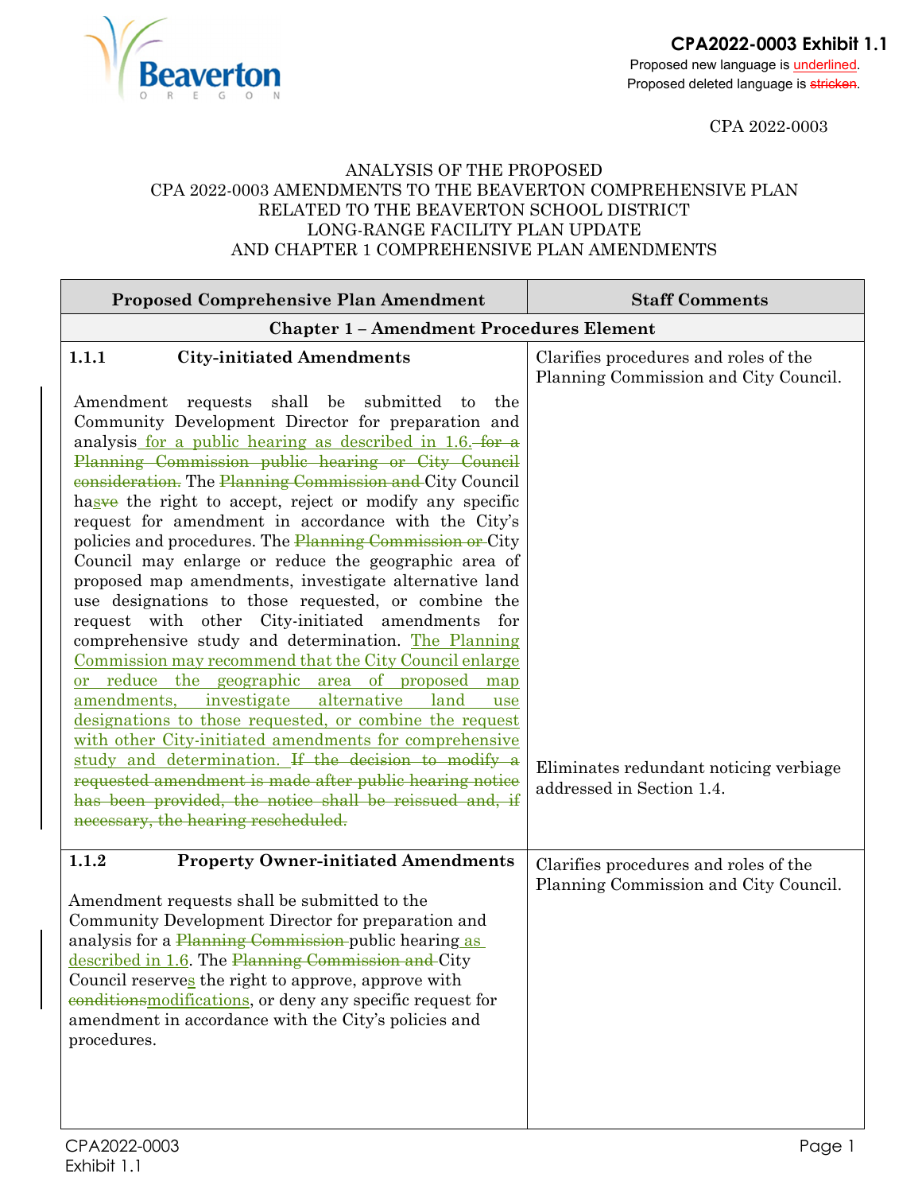**CPA2022-0003 Exhibit 1.1**

Proposed new language is <u>underlined</u>.
Proposed deleted language is ~~stricken~~.

CPA 2022-0003

ANALYSIS OF THE PROPOSED
CPA 2022-0003 AMENDMENTS TO THE BEAVERTON COMPREHENSIVE PLAN
RELATED TO THE BEAVERTON SCHOOL DISTRICT
LONG-RANGE FACILITY PLAN UPDATE
AND CHAPTER 1 COMPREHENSIVE PLAN AMENDMENTS

| Proposed Comprehensive Plan Amendment | Staff Comments |
|---|---|
| **Chapter 1 – Amendment Procedures Element** | |
| **1.1.1 City-initiated Amendments**<br><br>Amendment requests shall be submitted to the Community Development Director for preparation and analysis<u> for a public hearing as described in 1.6.</u>~~ for a Planning Commission public hearing or City Council consideration.~~ The ~~Planning Commission and~~ City Council ha<u>s</u>~~ve~~ the right to accept, reject or modify any specific request for amendment in accordance with the City's policies and procedures. The ~~Planning Commission or~~ City Council may enlarge or reduce the geographic area of proposed map amendments, investigate alternative land use designations to those requested, or combine the request with other City-initiated amendments for comprehensive study and determination. <u>The Planning Commission may recommend that the City Council enlarge or reduce the geographic area of proposed map amendments, investigate alternative land use designations to those requested, or combine the request with other City-initiated amendments for comprehensive study and determination.</u> ~~If the decision to modify a requested amendment is made after public hearing notice has been provided, the notice shall be reissued and, if necessary, the hearing rescheduled.~~ | Clarifies procedures and roles of the Planning Commission and City Council.<br><br>Eliminates redundant noticing verbiage addressed in Section 1.4. |
| **1.1.2 Property Owner-initiated Amendments**<br><br>Amendment requests shall be submitted to the Community Development Director for preparation and analysis for a ~~Planning Commission~~ public hearing<u> as described in 1.6</u>. The ~~Planning Commission and~~ City Council reserve<u>s</u> the right to approve, approve with ~~conditions~~<u>modifications</u>, or deny any specific request for amendment in accordance with the City's policies and procedures. | Clarifies procedures and roles of the Planning Commission and City Council. |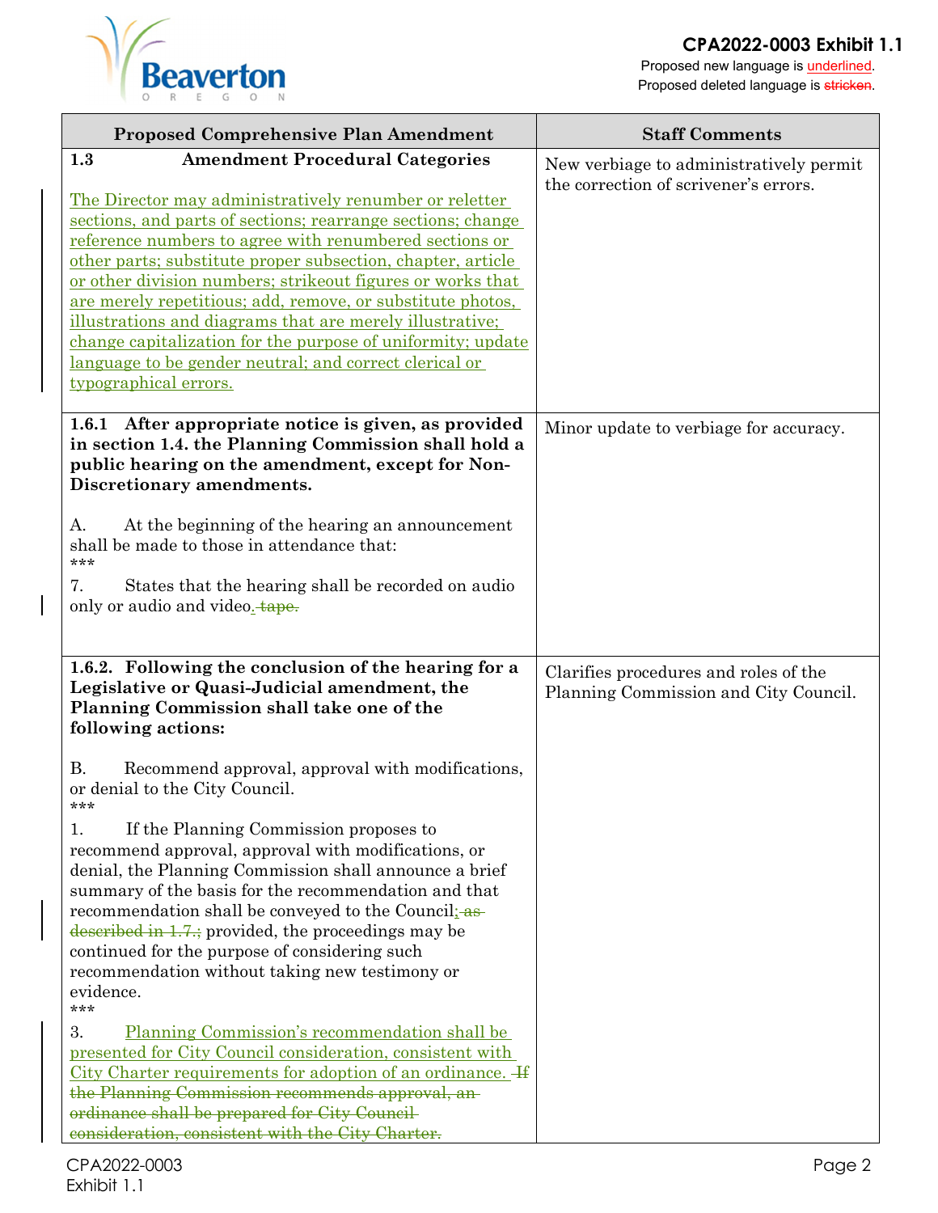**CPA2022-0003 Exhibit 1.1**

Proposed new language is <u>underlined</u>.
Proposed deleted language is ~~stricken~~.

| Proposed Comprehensive Plan Amendment | Staff Comments |
|---|---|
| **1.3 Amendment Procedural Categories**<br><br><u>The Director may administratively renumber or reletter sections, and parts of sections; rearrange sections; change reference numbers to agree with renumbered sections or other parts; substitute proper subsection, chapter, article or other division numbers; strikeout figures or works that are merely repetitious; add, remove, or substitute photos, illustrations and diagrams that are merely illustrative; change capitalization for the purpose of uniformity; update language to be gender neutral; and correct clerical or typographical errors.</u> | New verbiage to administratively permit the correction of scrivener's errors. |
| **1.6.1 After appropriate notice is given, as provided in section 1.4. the Planning Commission shall hold a public hearing on the amendment, except for Non-Discretionary amendments.**<br><br>A. At the beginning of the hearing an announcement shall be made to those in attendance that:<br>\*\*\*<br>7. States that the hearing shall be recorded on audio only or audio and video<u>.</u> ~~tape.~~ | Minor update to verbiage for accuracy. |
| **1.6.2. Following the conclusion of the hearing for a Legislative or Quasi-Judicial amendment, the Planning Commission shall take one of the following actions:**<br><br>B. Recommend approval, approval with modifications, or denial to the City Council.<br>\*\*\*<br>1. If the Planning Commission proposes to recommend approval, approval with modifications, or denial, the Planning Commission shall announce a brief summary of the basis for the recommendation and that recommendation shall be conveyed to the Council<u>;</u> ~~as described in 1.7.;~~ provided, the proceedings may be continued for the purpose of considering such recommendation without taking new testimony or evidence.<br>\*\*\*<br>3. <u>Planning Commission's recommendation shall be presented for City Council consideration, consistent with City Charter requirements for adoption of an ordinance.</u> ~~If the Planning Commission recommends approval, an ordinance shall be prepared for City Council consideration, consistent with the City Charter.~~ | Clarifies procedures and roles of the Planning Commission and City Council. |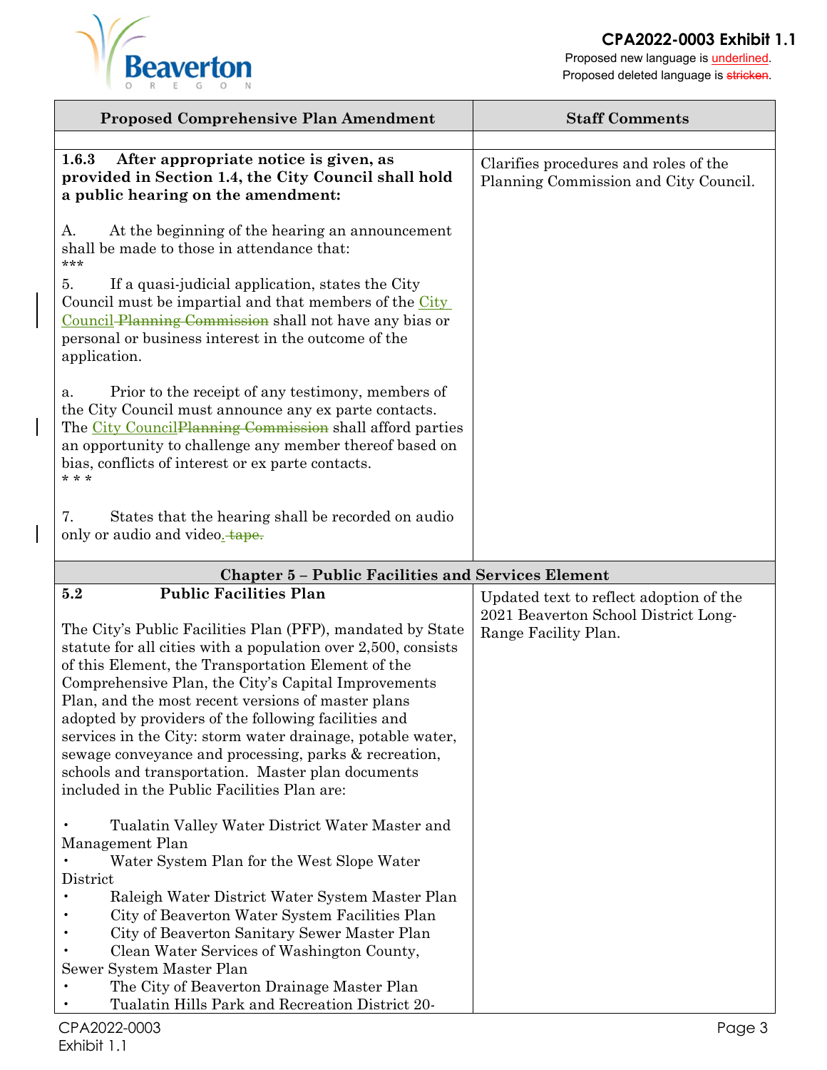| Proposed Comprehensive Plan Amendment | Staff Comments |
|---|---|
| | |
| **1.6.3 After appropriate notice is given, as provided in Section 1.4, the City Council shall hold a public hearing on the amendment:**<br><br>A. At the beginning of the hearing an announcement shall be made to those in attendance that:<br>\*\*\*<br>5. If a quasi-judicial application, states the City Council must be impartial and that members of the <u>City Council</u> ~~Planning Commission~~ shall not have any bias or personal or business interest in the outcome of the application.<br><br>a. Prior to the receipt of any testimony, members of the City Council must announce any ex parte contacts. The <u>City Council</u>~~Planning Commission~~ shall afford parties an opportunity to challenge any member thereof based on bias, conflicts of interest or ex parte contacts.<br>\* \* \*<br><br>7. States that the hearing shall be recorded on audio only or audio and video<u>.</u> ~~tape.~~ | Clarifies procedures and roles of the Planning Commission and City Council. |
| **Chapter 5 – Public Facilities and Services Element** | |
| **5.2 Public Facilities Plan**<br><br>The City's Public Facilities Plan (PFP), mandated by State statute for all cities with a population over 2,500, consists of this Element, the Transportation Element of the Comprehensive Plan, the City's Capital Improvements Plan, and the most recent versions of master plans adopted by providers of the following facilities and services in the City: storm water drainage, potable water, sewage conveyance and processing, parks & recreation, schools and transportation. Master plan documents included in the Public Facilities Plan are:<br><br>• Tualatin Valley Water District Water Master and Management Plan<br>• Water System Plan for the West Slope Water District<br>• Raleigh Water District Water System Master Plan<br>• City of Beaverton Water System Facilities Plan<br>• City of Beaverton Sanitary Sewer Master Plan<br>• Clean Water Services of Washington County, Sewer System Master Plan<br>• The City of Beaverton Drainage Master Plan<br>• Tualatin Hills Park and Recreation District 20- | Updated text to reflect adoption of the 2021 Beaverton School District Long-Range Facility Plan. |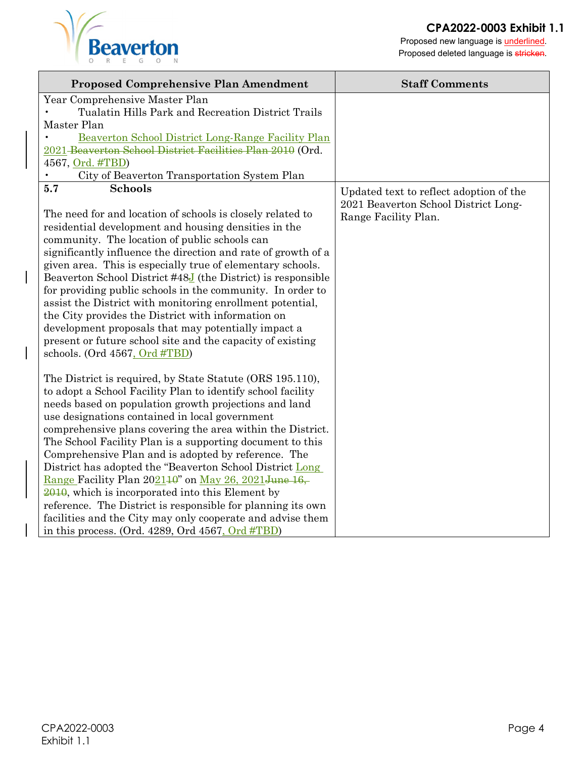**CPA2022-0003 Exhibit 1.1**

Proposed new language is underlined.
Proposed deleted language is ~~stricken~~.

| Proposed Comprehensive Plan Amendment | Staff Comments |
|---|---|
| Year Comprehensive Master Plan<br>• Tualatin Hills Park and Recreation District Trails Master Plan<br>• <u>Beaverton School District Long-Range Facility Plan 2021</u> ~~Beaverton School District Facilities Plan 2010~~ (Ord. 4567, <u>Ord. #TBD</u>)<br>• City of Beaverton Transportation System Plan | |
| **5.7 Schools**<br><br>The need for and location of schools is closely related to residential development and housing densities in the community. The location of public schools can significantly influence the direction and rate of growth of a given area. This is especially true of elementary schools. Beaverton School District #48<u>J</u> (the District) is responsible for providing public schools in the community. In order to assist the District with monitoring enrollment potential, the City provides the District with information on development proposals that may potentially impact a present or future school site and the capacity of existing schools. (Ord 4567<u>, Ord #TBD</u>)<br><br>The District is required, by State Statute (ORS 195.110), to adopt a School Facility Plan to identify school facility needs based on population growth projections and land use designations contained in local government comprehensive plans covering the area within the District. The School Facility Plan is a supporting document to this Comprehensive Plan and is adopted by reference. The District has adopted the "Beaverton School District <u>Long Range</u> Facility Plan 20<u>21</u>~~10~~" on <u>May 26, 2021</u>~~June 16, 2010~~, which is incorporated into this Element by reference. The District is responsible for planning its own facilities and the City may only cooperate and advise them in this process. (Ord. 4289, Ord 4567<u>, Ord #TBD</u>) | Updated text to reflect adoption of the 2021 Beaverton School District Long-Range Facility Plan. |